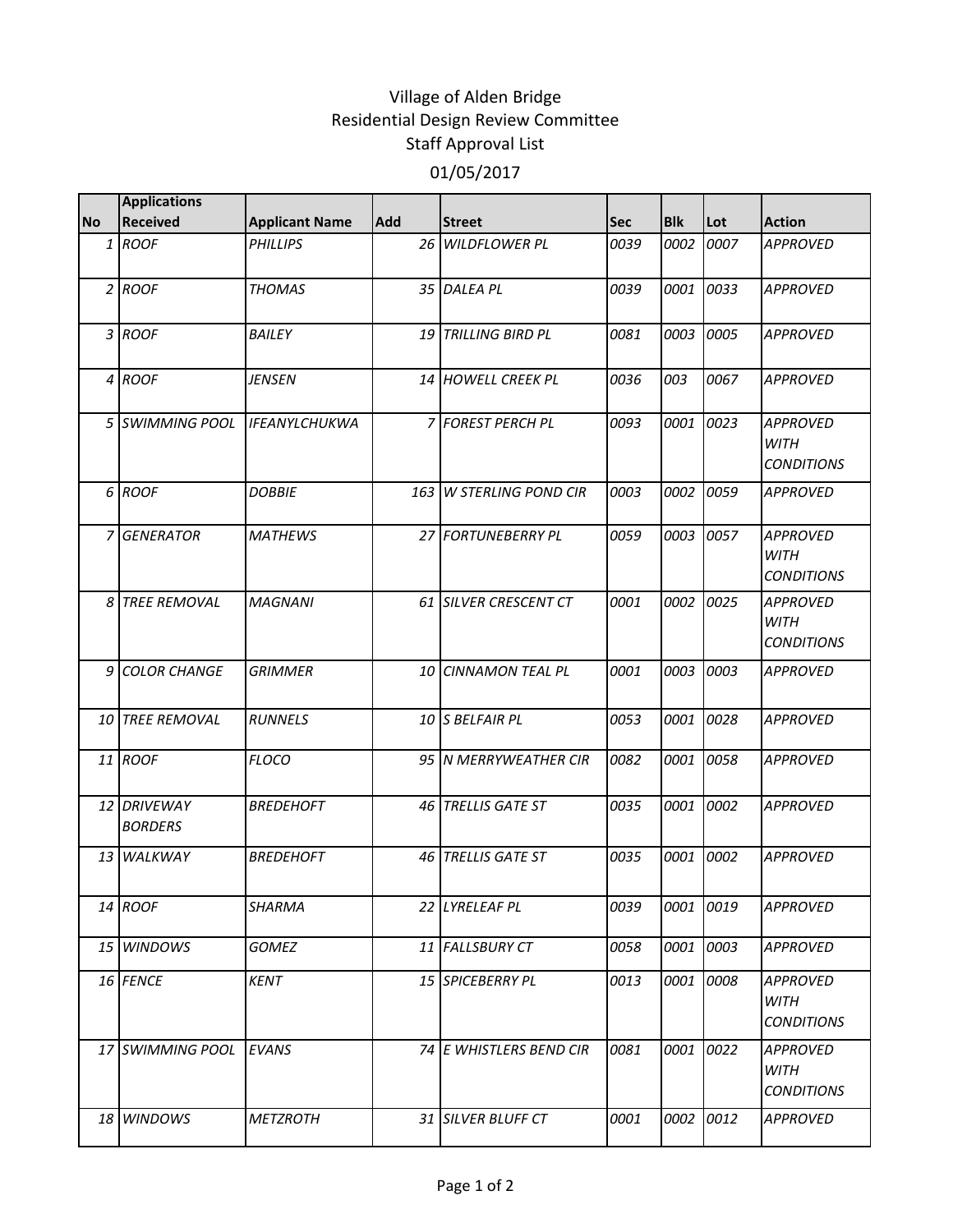# Village of Alden Bridge
## Residential Design Review Committee
## Staff Approval List
## 01/05/2017

| No | Applications Received | Applicant Name | Add | Street | Sec | Blk | Lot | Action |
|---|---|---|---|---|---|---|---|---|
| 1 | ROOF | PHILLIPS | 26 | WILDFLOWER PL | 0039 | 0002 | 0007 | APPROVED |
| 2 | ROOF | THOMAS | 35 | DALEA PL | 0039 | 0001 | 0033 | APPROVED |
| 3 | ROOF | BAILEY | 19 | TRILLING BIRD PL | 0081 | 0003 | 0005 | APPROVED |
| 4 | ROOF | JENSEN | 14 | HOWELL CREEK PL | 0036 | 003 | 0067 | APPROVED |
| 5 | SWIMMING POOL | IFEANYLCHUKWA | 7 | FOREST PERCH PL | 0093 | 0001 | 0023 | APPROVED WITH CONDITIONS |
| 6 | ROOF | DOBBIE | 163 | W STERLING POND CIR | 0003 | 0002 | 0059 | APPROVED |
| 7 | GENERATOR | MATHEWS | 27 | FORTUNEBERRY PL | 0059 | 0003 | 0057 | APPROVED WITH CONDITIONS |
| 8 | TREE REMOVAL | MAGNANI | 61 | SILVER CRESCENT CT | 0001 | 0002 | 0025 | APPROVED WITH CONDITIONS |
| 9 | COLOR CHANGE | GRIMMER | 10 | CINNAMON TEAL PL | 0001 | 0003 | 0003 | APPROVED |
| 10 | TREE REMOVAL | RUNNELS | 10 | S BELFAIR PL | 0053 | 0001 | 0028 | APPROVED |
| 11 | ROOF | FLOCO | 95 | N MERRYWEATHER CIR | 0082 | 0001 | 0058 | APPROVED |
| 12 | DRIVEWAY BORDERS | BREDEHOFT | 46 | TRELLIS GATE ST | 0035 | 0001 | 0002 | APPROVED |
| 13 | WALKWAY | BREDEHOFT | 46 | TRELLIS GATE ST | 0035 | 0001 | 0002 | APPROVED |
| 14 | ROOF | SHARMA | 22 | LYRELEAF PL | 0039 | 0001 | 0019 | APPROVED |
| 15 | WINDOWS | GOMEZ | 11 | FALLSBURY CT | 0058 | 0001 | 0003 | APPROVED |
| 16 | FENCE | KENT | 15 | SPICEBERRY PL | 0013 | 0001 | 0008 | APPROVED WITH CONDITIONS |
| 17 | SWIMMING POOL | EVANS | 74 | E WHISTLERS BEND CIR | 0081 | 0001 | 0022 | APPROVED WITH CONDITIONS |
| 18 | WINDOWS | METZROTH | 31 | SILVER BLUFF CT | 0001 | 0002 | 0012 | APPROVED |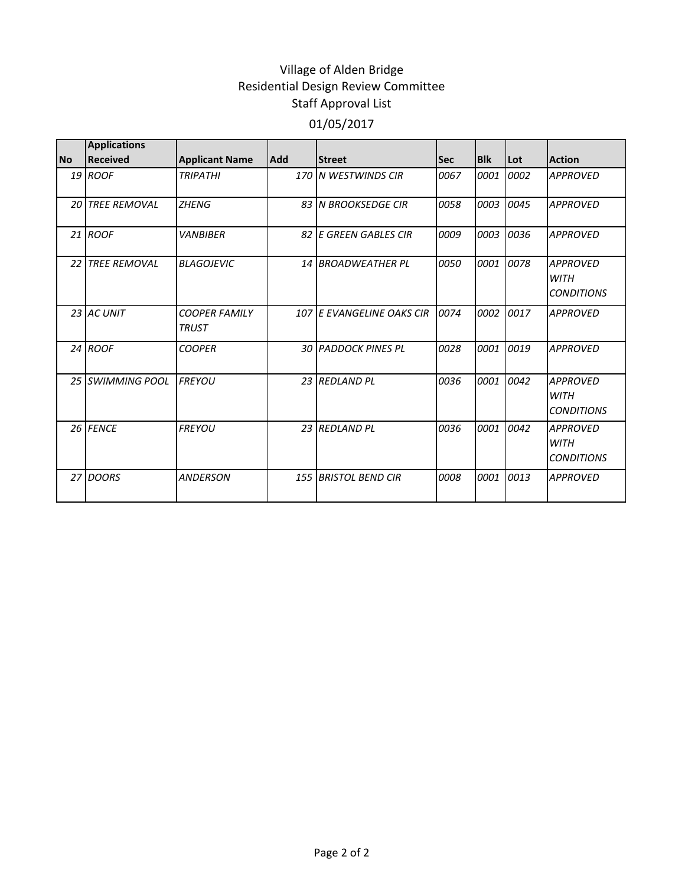# Village of Alden Bridge
## Residential Design Review Committee
### Staff Approval List
### 01/05/2017

| No | Applications Received | Applicant Name | Add | Street | Sec | Blk | Lot | Action |
|---|---|---|---|---|---|---|---|---|
| *19* | *ROOF* | *TRIPATHI* | *170* | *N WESTWINDS CIR* | *0067* | *0001* | *0002* | *APPROVED* |
| *20* | *TREE REMOVAL* | *ZHENG* | *83* | *N BROOKSEDGE CIR* | *0058* | *0003* | *0045* | *APPROVED* |
| *21* | *ROOF* | *VANBIBER* | *82* | *E GREEN GABLES CIR* | *0009* | *0003* | *0036* | *APPROVED* |
| *22* | *TREE REMOVAL* | *BLAGOJEVIC* | *14* | *BROADWEATHER PL* | *0050* | *0001* | *0078* | *APPROVED WITH CONDITIONS* |
| *23* | *AC UNIT* | *COOPER FAMILY TRUST* | *107* | *E EVANGELINE OAKS CIR* | *0074* | *0002* | *0017* | *APPROVED* |
| *24* | *ROOF* | *COOPER* | *30* | *PADDOCK PINES PL* | *0028* | *0001* | *0019* | *APPROVED* |
| *25* | *SWIMMING POOL* | *FREYOU* | *23* | *REDLAND PL* | *0036* | *0001* | *0042* | *APPROVED WITH CONDITIONS* |
| *26* | *FENCE* | *FREYOU* | *23* | *REDLAND PL* | *0036* | *0001* | *0042* | *APPROVED WITH CONDITIONS* |
| *27* | *DOORS* | *ANDERSON* | *155* | *BRISTOL BEND CIR* | *0008* | *0001* | *0013* | *APPROVED* |